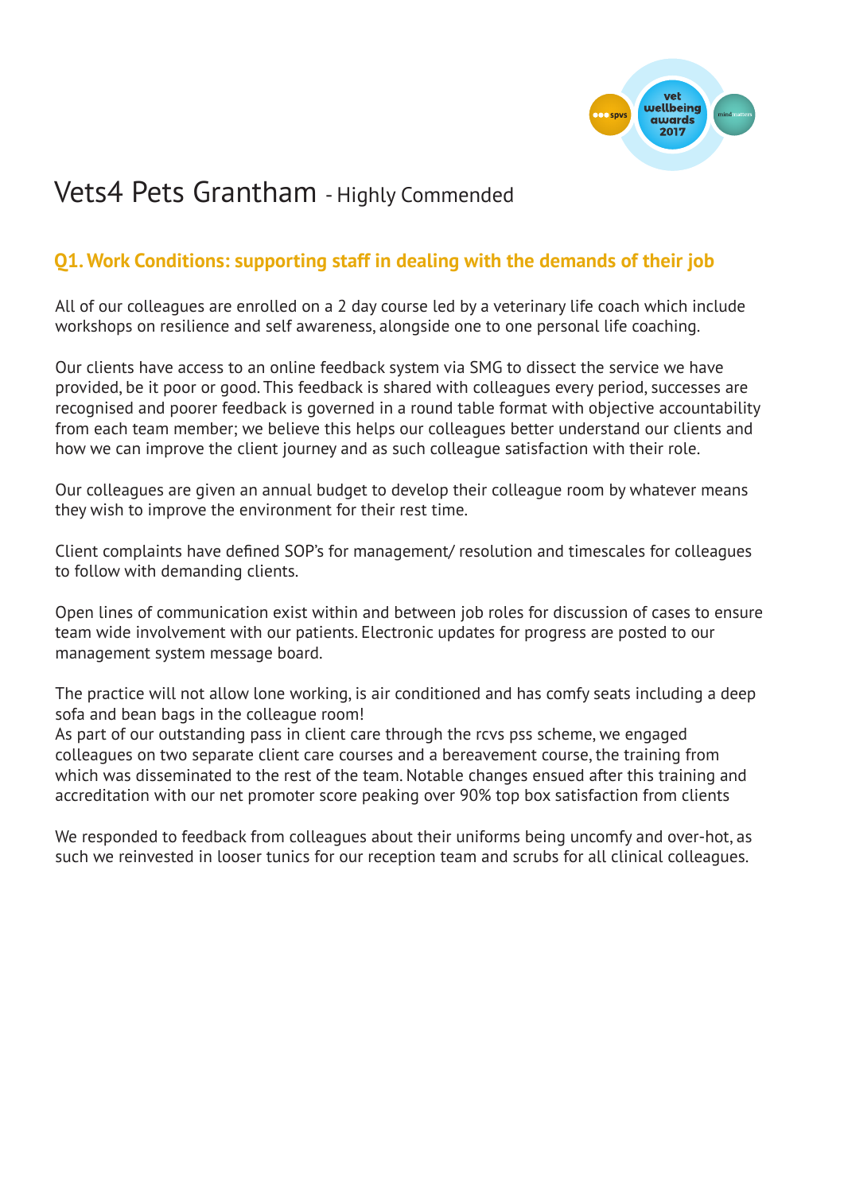# Vets4 Pets Grantham - Highly Commended

## Q1. Work Conditions: supporting staff in dealing with the demands of their job

All of our colleagues are enrolled on a 2 day course led by a veterinary life coach which include workshops on resilience and self awareness, alongside one to one personal life coaching.

Our clients have access to an online feedback system via SMG to dissect the service we have provided, be it poor or good. This feedback is shared with colleagues every period, successes are recognised and poorer feedback is governed in a round table format with objective accountability from each team member; we believe this helps our colleagues better understand our clients and how we can improve the client journey and as such colleague satisfaction with their role.

Our colleagues are given an annual budget to develop their colleague room by whatever means they wish to improve the environment for their rest time.

Client complaints have defined SOP's for management/ resolution and timescales for colleagues to follow with demanding clients.

Open lines of communication exist within and between job roles for discussion of cases to ensure team wide involvement with our patients. Electronic updates for progress are posted to our management system message board.

The practice will not allow lone working, is air conditioned and has comfy seats including a deep sofa and bean bags in the colleague room!
As part of our outstanding pass in client care through the rcvs pss scheme, we engaged colleagues on two separate client care courses and a bereavement course, the training from which was disseminated to the rest of the team. Notable changes ensued after this training and accreditation with our net promoter score peaking over 90% top box satisfaction from clients

We responded to feedback from colleagues about their uniforms being uncomfy and over-hot, as such we reinvested in looser tunics for our reception team and scrubs for all clinical colleagues.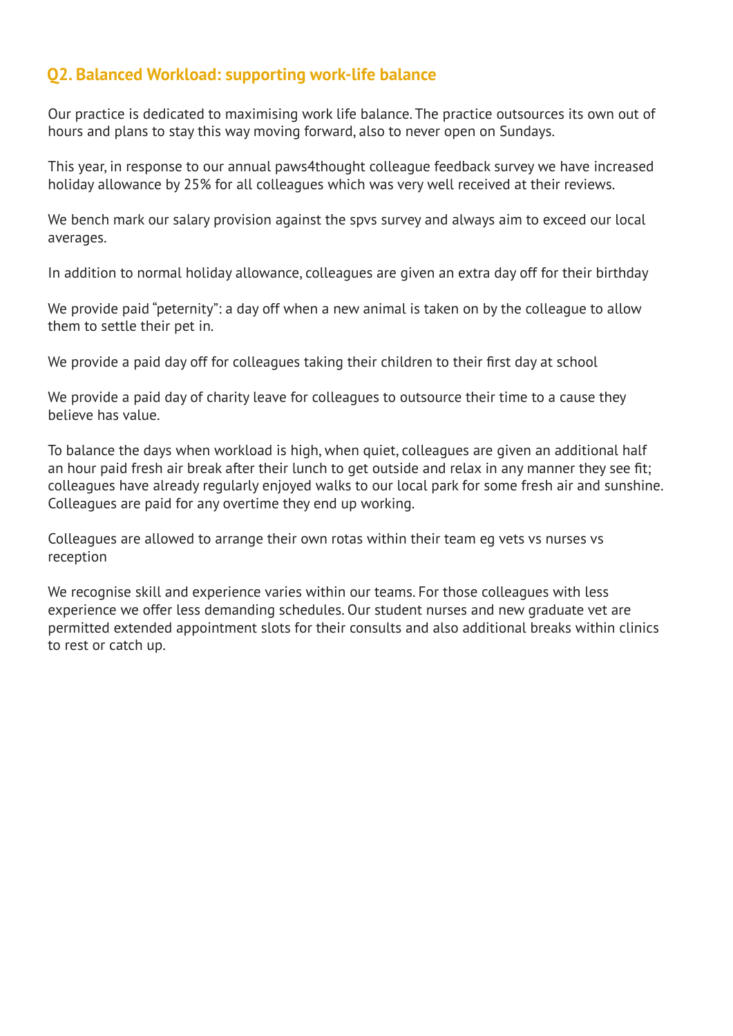## Q2. Balanced Workload: supporting work-life balance

Our practice is dedicated to maximising work life balance. The practice outsources its own out of hours and plans to stay this way moving forward, also to never open on Sundays.

This year, in response to our annual paws4thought colleague feedback survey we have increased holiday allowance by 25% for all colleagues which was very well received at their reviews.

We bench mark our salary provision against the spvs survey and always aim to exceed our local averages.

In addition to normal holiday allowance, colleagues are given an extra day off for their birthday

We provide paid "peternity": a day off when a new animal is taken on by the colleague to allow them to settle their pet in.

We provide a paid day off for colleagues taking their children to their first day at school

We provide a paid day of charity leave for colleagues to outsource their time to a cause they believe has value.

To balance the days when workload is high, when quiet, colleagues are given an additional half an hour paid fresh air break after their lunch to get outside and relax in any manner they see fit; colleagues have already regularly enjoyed walks to our local park for some fresh air and sunshine. Colleagues are paid for any overtime they end up working.

Colleagues are allowed to arrange their own rotas within their team eg vets vs nurses vs reception

We recognise skill and experience varies within our teams. For those colleagues with less experience we offer less demanding schedules. Our student nurses and new graduate vet are permitted extended appointment slots for their consults and also additional breaks within clinics to rest or catch up.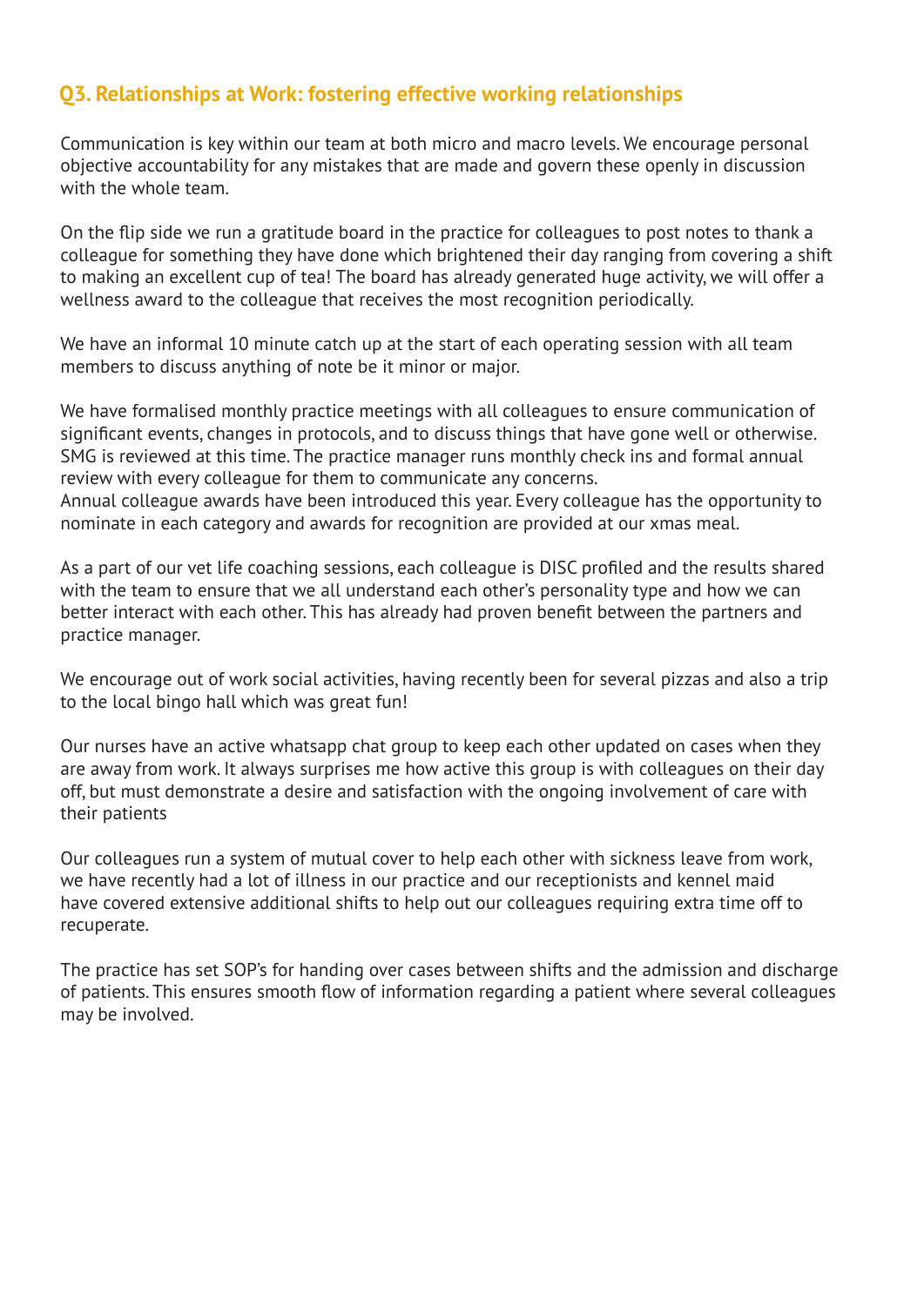## Q3. Relationships at Work: fostering effective working relationships

Communication is key within our team at both micro and macro levels. We encourage personal objective accountability for any mistakes that are made and govern these openly in discussion with the whole team.

On the flip side we run a gratitude board in the practice for colleagues to post notes to thank a colleague for something they have done which brightened their day ranging from covering a shift to making an excellent cup of tea! The board has already generated huge activity, we will offer a wellness award to the colleague that receives the most recognition periodically.

We have an informal 10 minute catch up at the start of each operating session with all team members to discuss anything of note be it minor or major.

We have formalised monthly practice meetings with all colleagues to ensure communication of significant events, changes in protocols, and to discuss things that have gone well or otherwise. SMG is reviewed at this time. The practice manager runs monthly check ins and formal annual review with every colleague for them to communicate any concerns.
Annual colleague awards have been introduced this year. Every colleague has the opportunity to nominate in each category and awards for recognition are provided at our xmas meal.

As a part of our vet life coaching sessions, each colleague is DISC profiled and the results shared with the team to ensure that we all understand each other's personality type and how we can better interact with each other. This has already had proven benefit between the partners and practice manager.

We encourage out of work social activities, having recently been for several pizzas and also a trip to the local bingo hall which was great fun!

Our nurses have an active whatsapp chat group to keep each other updated on cases when they are away from work. It always surprises me how active this group is with colleagues on their day off, but must demonstrate a desire and satisfaction with the ongoing involvement of care with their patients

Our colleagues run a system of mutual cover to help each other with sickness leave from work, we have recently had a lot of illness in our practice and our receptionists and kennel maid have covered extensive additional shifts to help out our colleagues requiring extra time off to recuperate.

The practice has set SOP's for handing over cases between shifts and the admission and discharge of patients. This ensures smooth flow of information regarding a patient where several colleagues may be involved.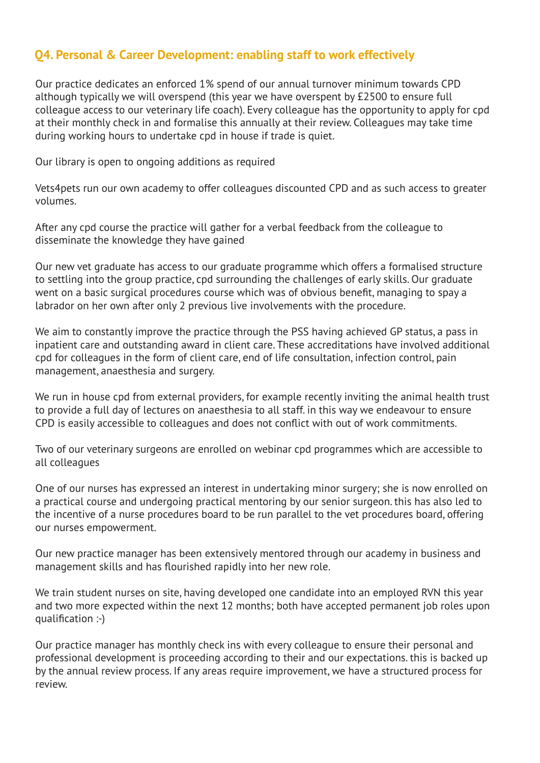## Q4. Personal & Career Development: enabling staff to work effectively

Our practice dedicates an enforced 1% spend of our annual turnover minimum towards CPD although typically we will overspend (this year we have overspent by £2500 to ensure full colleague access to our veterinary life coach). Every colleague has the opportunity to apply for cpd at their monthly check in and formalise this annually at their review. Colleagues may take time during working hours to undertake cpd in house if trade is quiet.

Our library is open to ongoing additions as required

Vets4pets run our own academy to offer colleagues discounted CPD and as such access to greater volumes.

After any cpd course the practice will gather for a verbal feedback from the colleague to disseminate the knowledge they have gained

Our new vet graduate has access to our graduate programme which offers a formalised structure to settling into the group practice, cpd surrounding the challenges of early skills. Our graduate went on a basic surgical procedures course which was of obvious benefit, managing to spay a labrador on her own after only 2 previous live involvements with the procedure.

We aim to constantly improve the practice through the PSS having achieved GP status, a pass in inpatient care and outstanding award in client care. These accreditations have involved additional cpd for colleagues in the form of client care, end of life consultation, infection control, pain management, anaesthesia and surgery.

We run in house cpd from external providers, for example recently inviting the animal health trust to provide a full day of lectures on anaesthesia to all staff. in this way we endeavour to ensure CPD is easily accessible to colleagues and does not conflict with out of work commitments.

Two of our veterinary surgeons are enrolled on webinar cpd programmes which are accessible to all colleagues

One of our nurses has expressed an interest in undertaking minor surgery; she is now enrolled on a practical course and undergoing practical mentoring by our senior surgeon. this has also led to the incentive of a nurse procedures board to be run parallel to the vet procedures board, offering our nurses empowerment.

Our new practice manager has been extensively mentored through our academy in business and management skills and has flourished rapidly into her new role.

We train student nurses on site, having developed one candidate into an employed RVN this year and two more expected within the next 12 months; both have accepted permanent job roles upon qualification :-)

Our practice manager has monthly check ins with every colleague to ensure their personal and professional development is proceeding according to their and our expectations. this is backed up by the annual review process. If any areas require improvement, we have a structured process for review.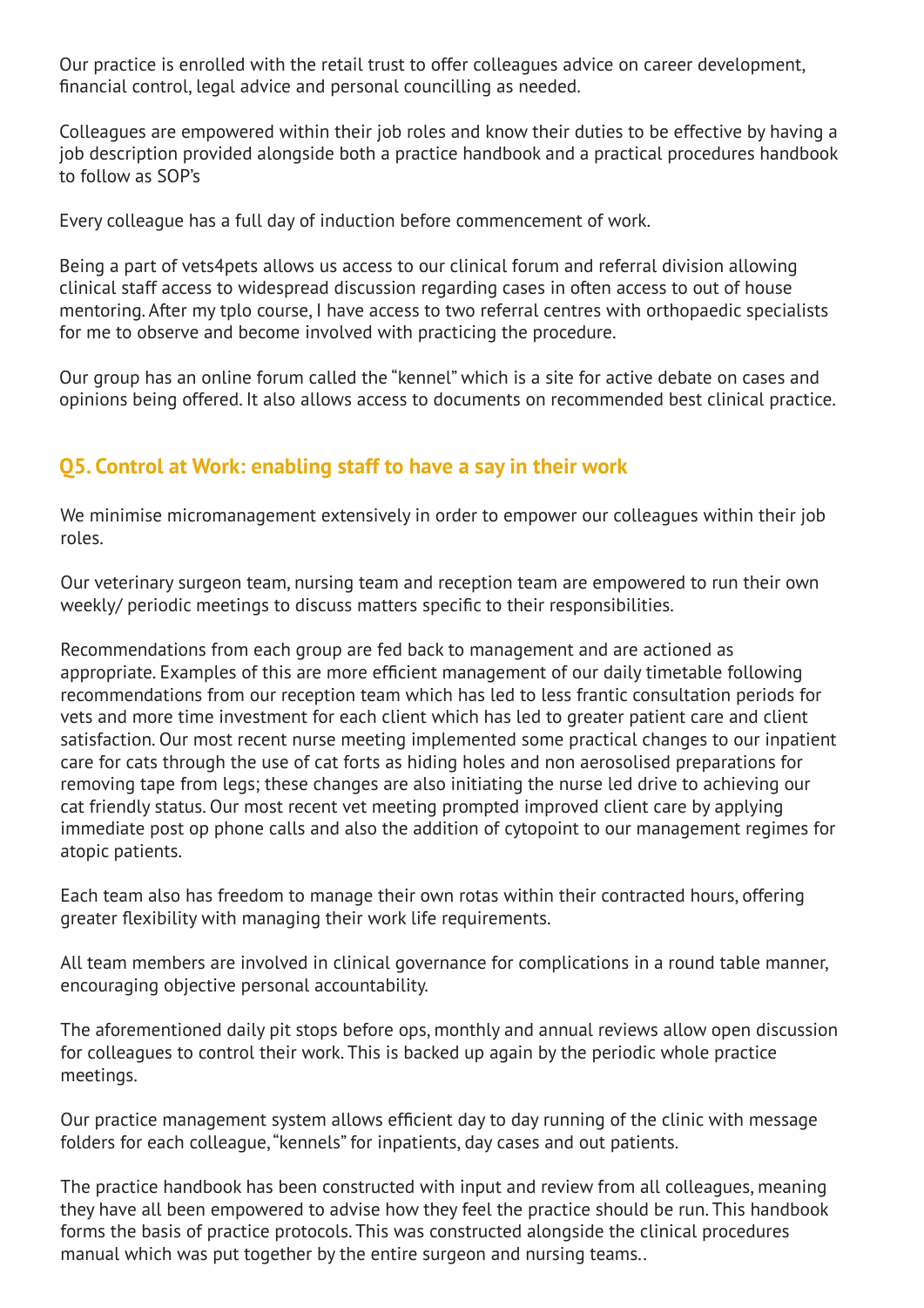Our practice is enrolled with the retail trust to offer colleagues advice on career development, financial control, legal advice and personal councilling as needed.

Colleagues are empowered within their job roles and know their duties to be effective by having a job description provided alongside both a practice handbook and a practical procedures handbook to follow as SOP's

Every colleague has a full day of induction before commencement of work.

Being a part of vets4pets allows us access to our clinical forum and referral division allowing clinical staff access to widespread discussion regarding cases in often access to out of house mentoring. After my tplo course, I have access to two referral centres with orthopaedic specialists for me to observe and become involved with practicing the procedure.

Our group has an online forum called the "kennel" which is a site for active debate on cases and opinions being offered. It also allows access to documents on recommended best clinical practice.

## Q5. Control at Work: enabling staff to have a say in their work

We minimise micromanagement extensively in order to empower our colleagues within their job roles.

Our veterinary surgeon team, nursing team and reception team are empowered to run their own weekly/ periodic meetings to discuss matters specific to their responsibilities.

Recommendations from each group are fed back to management and are actioned as appropriate. Examples of this are more efficient management of our daily timetable following recommendations from our reception team which has led to less frantic consultation periods for vets and more time investment for each client which has led to greater patient care and client satisfaction. Our most recent nurse meeting implemented some practical changes to our inpatient care for cats through the use of cat forts as hiding holes and non aerosolised preparations for removing tape from legs; these changes are also initiating the nurse led drive to achieving our cat friendly status. Our most recent vet meeting prompted improved client care by applying immediate post op phone calls and also the addition of cytopoint to our management regimes for atopic patients.

Each team also has freedom to manage their own rotas within their contracted hours, offering greater flexibility with managing their work life requirements.

All team members are involved in clinical governance for complications in a round table manner, encouraging objective personal accountability.

The aforementioned daily pit stops before ops, monthly and annual reviews allow open discussion for colleagues to control their work. This is backed up again by the periodic whole practice meetings.

Our practice management system allows efficient day to day running of the clinic with message folders for each colleague, "kennels" for inpatients, day cases and out patients.

The practice handbook has been constructed with input and review from all colleagues, meaning they have all been empowered to advise how they feel the practice should be run. This handbook forms the basis of practice protocols. This was constructed alongside the clinical procedures manual which was put together by the entire surgeon and nursing teams..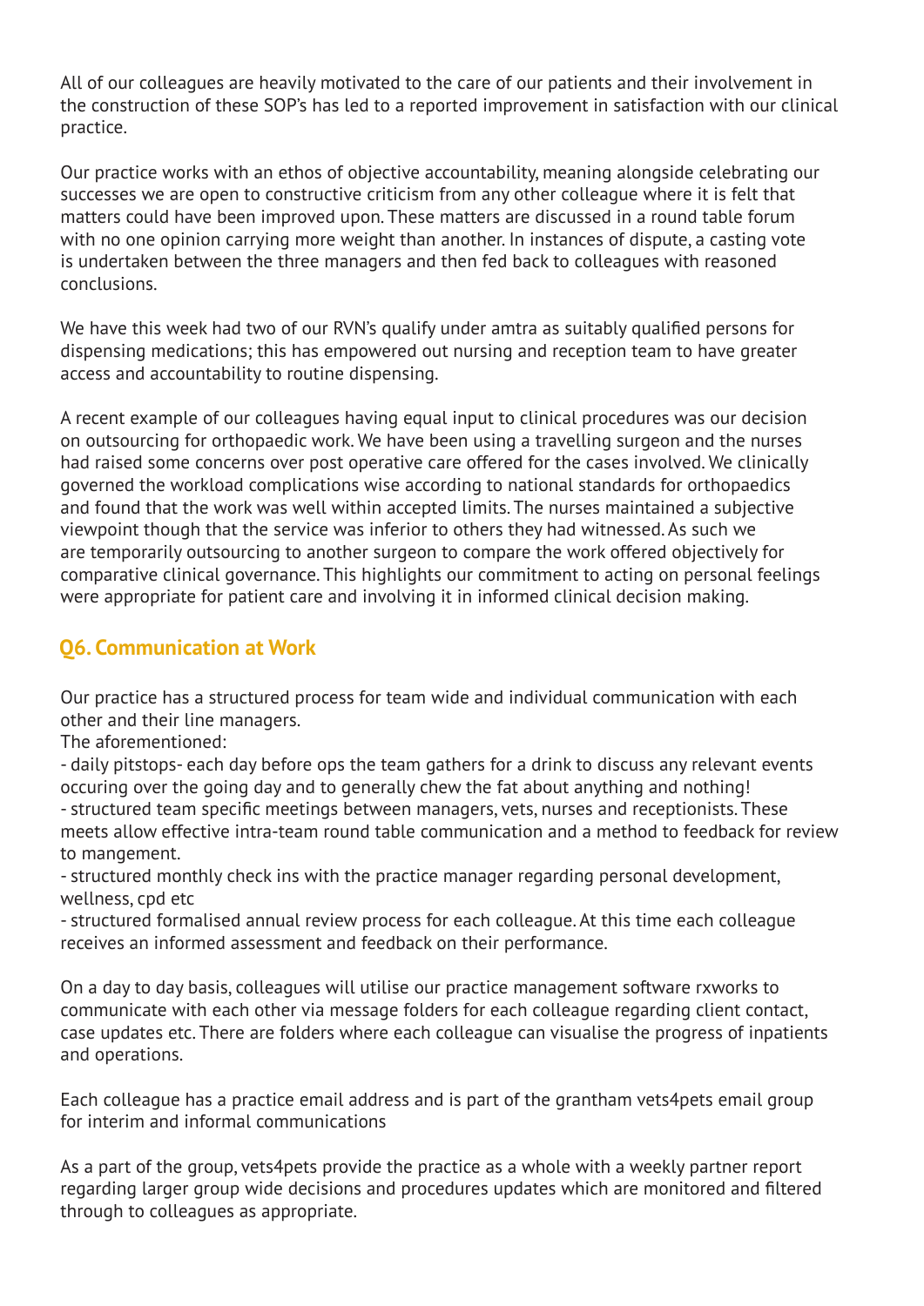All of our colleagues are heavily motivated to the care of our patients and their involvement in the construction of these SOP's has led to a reported improvement in satisfaction with our clinical practice.

Our practice works with an ethos of objective accountability, meaning alongside celebrating our successes we are open to constructive criticism from any other colleague where it is felt that matters could have been improved upon. These matters are discussed in a round table forum with no one opinion carrying more weight than another. In instances of dispute, a casting vote is undertaken between the three managers and then fed back to colleagues with reasoned conclusions.

We have this week had two of our RVN's qualify under amtra as suitably qualified persons for dispensing medications; this has empowered out nursing and reception team to have greater access and accountability to routine dispensing.

A recent example of our colleagues having equal input to clinical procedures was our decision on outsourcing for orthopaedic work. We have been using a travelling surgeon and the nurses had raised some concerns over post operative care offered for the cases involved. We clinically governed the workload complications wise according to national standards for orthopaedics and found that the work was well within accepted limits. The nurses maintained a subjective viewpoint though that the service was inferior to others they had witnessed. As such we are temporarily outsourcing to another surgeon to compare the work offered objectively for comparative clinical governance. This highlights our commitment to acting on personal feelings were appropriate for patient care and involving it in informed clinical decision making.

## Q6. Communication at Work

Our practice has a structured process for team wide and individual communication with each other and their line managers.
The aforementioned:
- daily pitstops- each day before ops the team gathers for a drink to discuss any relevant events occuring over the going day and to generally chew the fat about anything and nothing!
- structured team specific meetings between managers, vets, nurses and receptionists. These meets allow effective intra-team round table communication and a method to feedback for review to mangement.
- structured monthly check ins with the practice manager regarding personal development, wellness, cpd etc
- structured formalised annual review process for each colleague. At this time each colleague receives an informed assessment and feedback on their performance.

On a day to day basis, colleagues will utilise our practice management software rxworks to communicate with each other via message folders for each colleague regarding client contact, case updates etc. There are folders where each colleague can visualise the progress of inpatients and operations.

Each colleague has a practice email address and is part of the grantham vets4pets email group for interim and informal communications

As a part of the group, vets4pets provide the practice as a whole with a weekly partner report regarding larger group wide decisions and procedures updates which are monitored and filtered through to colleagues as appropriate.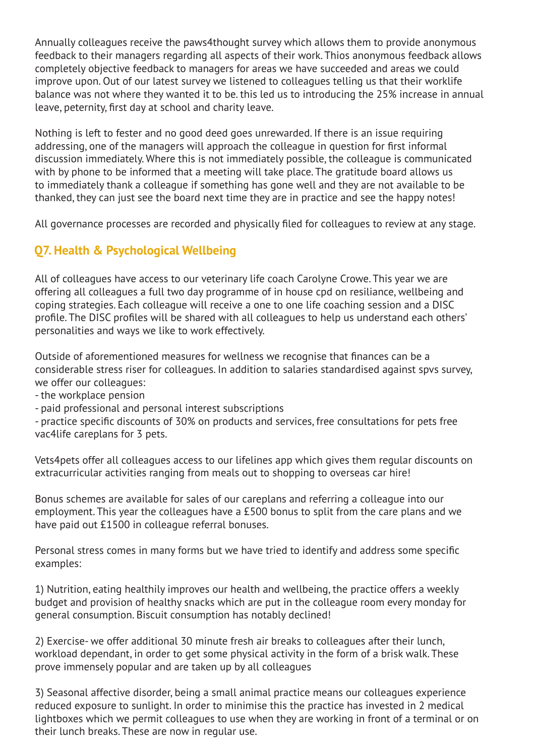Annually colleagues receive the paws4thought survey which allows them to provide anonymous feedback to their managers regarding all aspects of their work. Thios anonymous feedback allows completely objective feedback to managers for areas we have succeeded and areas we could improve upon. Out of our latest survey we listened to colleagues telling us that their worklife balance was not where they wanted it to be. this led us to introducing the 25% increase in annual leave, peternity, first day at school and charity leave.

Nothing is left to fester and no good deed goes unrewarded. If there is an issue requiring addressing, one of the managers will approach the colleague in question for first informal discussion immediately. Where this is not immediately possible, the colleague is communicated with by phone to be informed that a meeting will take place. The gratitude board allows us to immediately thank a colleague if something has gone well and they are not available to be thanked, they can just see the board next time they are in practice and see the happy notes!

All governance processes are recorded and physically filed for colleagues to review at any stage.

## Q7. Health & Psychological Wellbeing

All of colleagues have access to our veterinary life coach Carolyne Crowe. This year we are offering all colleagues a full two day programme of in house cpd on resiliance, wellbeing and coping strategies. Each colleague will receive a one to one life coaching session and a DISC profile. The DISC profiles will be shared with all colleagues to help us understand each others' personalities and ways we like to work effectively.

Outside of aforementioned measures for wellness we recognise that finances can be a considerable stress riser for colleagues. In addition to salaries standardised against spvs survey, we offer our colleagues:
- the workplace pension
- paid professional and personal interest subscriptions
- practice specific discounts of 30% on products and services, free consultations for pets free vac4life careplans for 3 pets.

Vets4pets offer all colleagues access to our lifelines app which gives them regular discounts on extracurricular activities ranging from meals out to shopping to overseas car hire!

Bonus schemes are available for sales of our careplans and referring a colleague into our employment. This year the colleagues have a £500 bonus to split from the care plans and we have paid out £1500 in colleague referral bonuses.

Personal stress comes in many forms but we have tried to identify and address some specific examples:

1) Nutrition, eating healthily improves our health and wellbeing, the practice offers a weekly budget and provision of healthy snacks which are put in the colleague room every monday for general consumption. Biscuit consumption has notably declined!

2) Exercise- we offer additional 30 minute fresh air breaks to colleagues after their lunch, workload dependant, in order to get some physical activity in the form of a brisk walk. These prove immensely popular and are taken up by all colleagues

3) Seasonal affective disorder, being a small animal practice means our colleagues experience reduced exposure to sunlight. In order to minimise this the practice has invested in 2 medical lightboxes which we permit colleagues to use when they are working in front of a terminal or on their lunch breaks. These are now in regular use.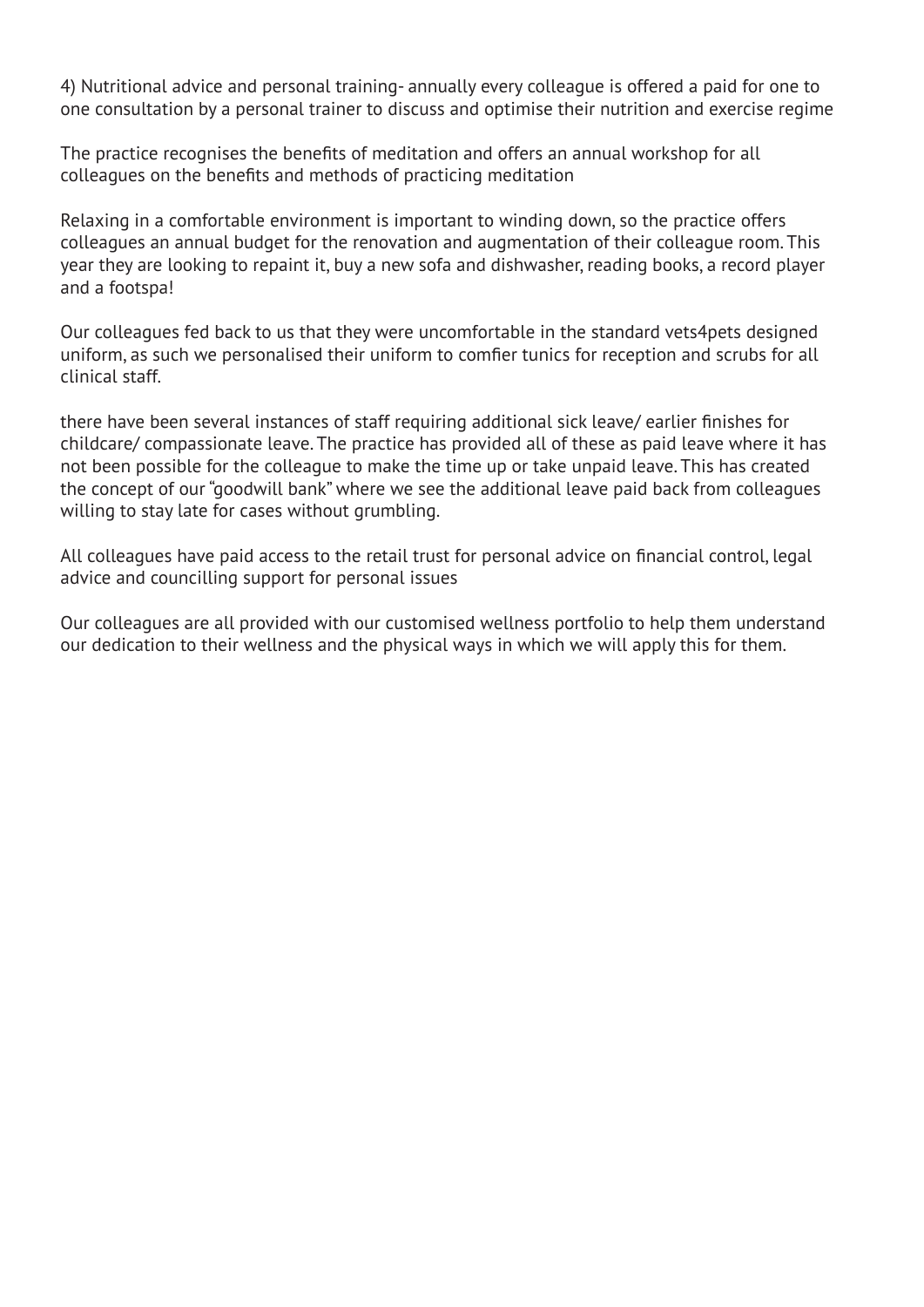4) Nutritional advice and personal training- annually every colleague is offered a paid for one to one consultation by a personal trainer to discuss and optimise their nutrition and exercise regime

The practice recognises the benefits of meditation and offers an annual workshop for all colleagues on the benefits and methods of practicing meditation

Relaxing in a comfortable environment is important to winding down, so the practice offers colleagues an annual budget for the renovation and augmentation of their colleague room. This year they are looking to repaint it, buy a new sofa and dishwasher, reading books, a record player and a footspa!

Our colleagues fed back to us that they were uncomfortable in the standard vets4pets designed uniform, as such we personalised their uniform to comfier tunics for reception and scrubs for all clinical staff.

there have been several instances of staff requiring additional sick leave/ earlier finishes for childcare/ compassionate leave. The practice has provided all of these as paid leave where it has not been possible for the colleague to make the time up or take unpaid leave. This has created the concept of our "goodwill bank" where we see the additional leave paid back from colleagues willing to stay late for cases without grumbling.

All colleagues have paid access to the retail trust for personal advice on financial control, legal advice and councilling support for personal issues

Our colleagues are all provided with our customised wellness portfolio to help them understand our dedication to their wellness and the physical ways in which we will apply this for them.